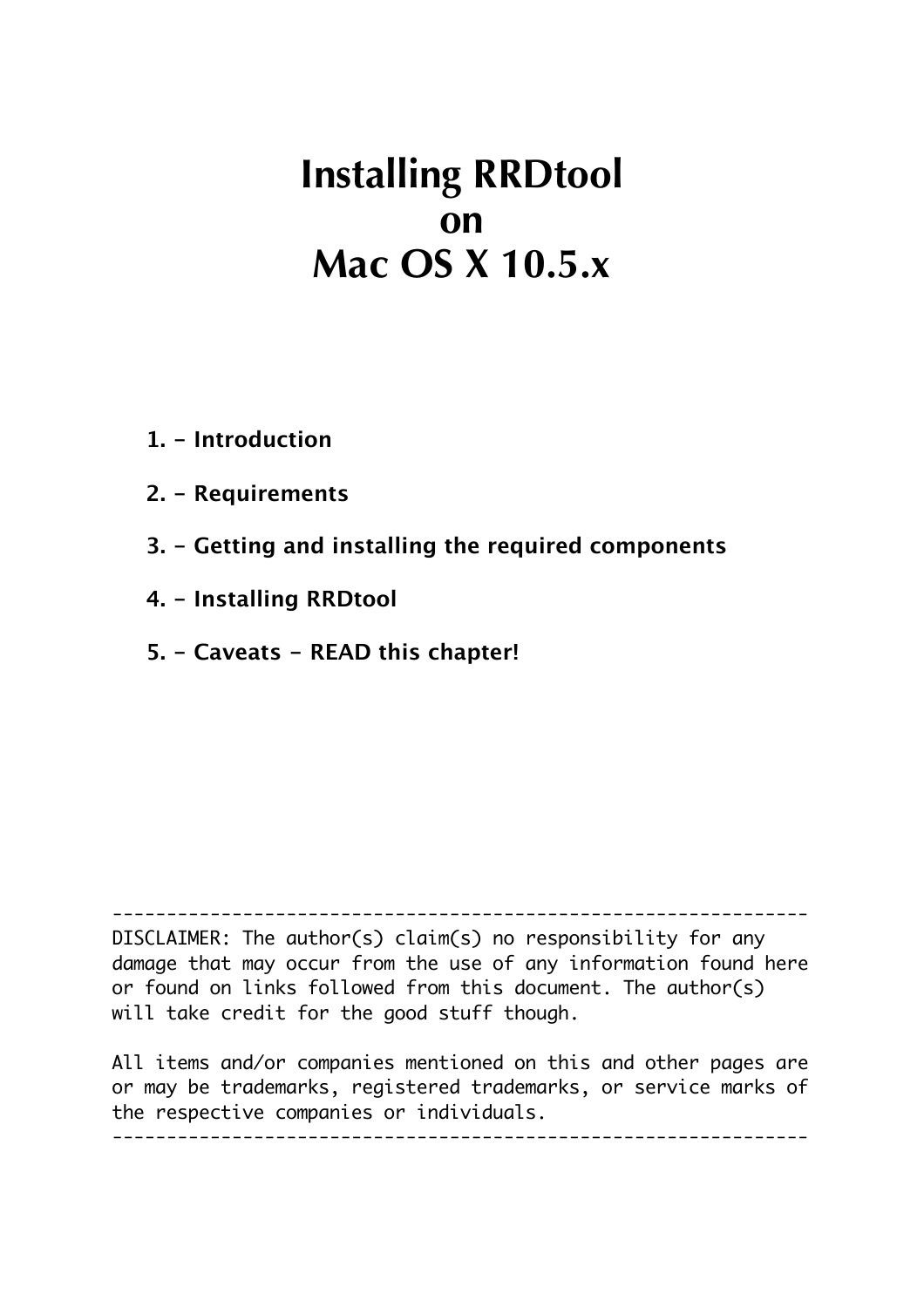# Installing RRDtool on Mac OS X 10.5.x

**1. – Introduction**

**2. – Requirements**

**3. – Getting and installing the required components**

**4. – Installing RRDtool**

**5. – Caveats – READ this chapter!**

```
-----------------------------------------------------------------
DISCLAIMER: The author(s) claim(s) no responsibility for any
damage that may occur from the use of any information found here
or found on links followed from this document. The author(s)
will take credit for the good stuff though.

All items and/or companies mentioned on this and other pages are
or may be trademarks, registered trademarks, or service marks of
the respective companies or individuals.
-----------------------------------------------------------------
```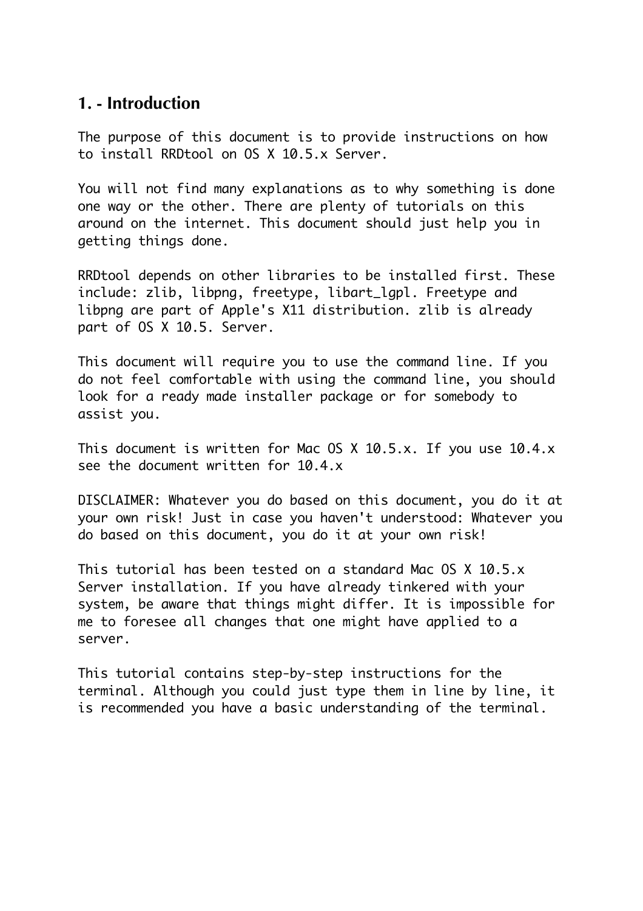## 1. - Introduction

The purpose of this document is to provide instructions on how to install RRDtool on OS X 10.5.x Server.

You will not find many explanations as to why something is done one way or the other. There are plenty of tutorials on this around on the internet. This document should just help you in getting things done.

RRDtool depends on other libraries to be installed first. These include: zlib, libpng, freetype, libart_lgpl. Freetype and libpng are part of Apple's X11 distribution. zlib is already part of OS X 10.5. Server.

This document will require you to use the command line. If you do not feel comfortable with using the command line, you should look for a ready made installer package or for somebody to assist you.

This document is written for Mac OS X 10.5.x. If you use 10.4.x see the document written for 10.4.x

DISCLAIMER: Whatever you do based on this document, you do it at your own risk! Just in case you haven't understood: Whatever you do based on this document, you do it at your own risk!

This tutorial has been tested on a standard Mac OS X 10.5.x Server installation. If you have already tinkered with your system, be aware that things might differ. It is impossible for me to foresee all changes that one might have applied to a server.

This tutorial contains step-by-step instructions for the terminal. Although you could just type them in line by line, it is recommended you have a basic understanding of the terminal.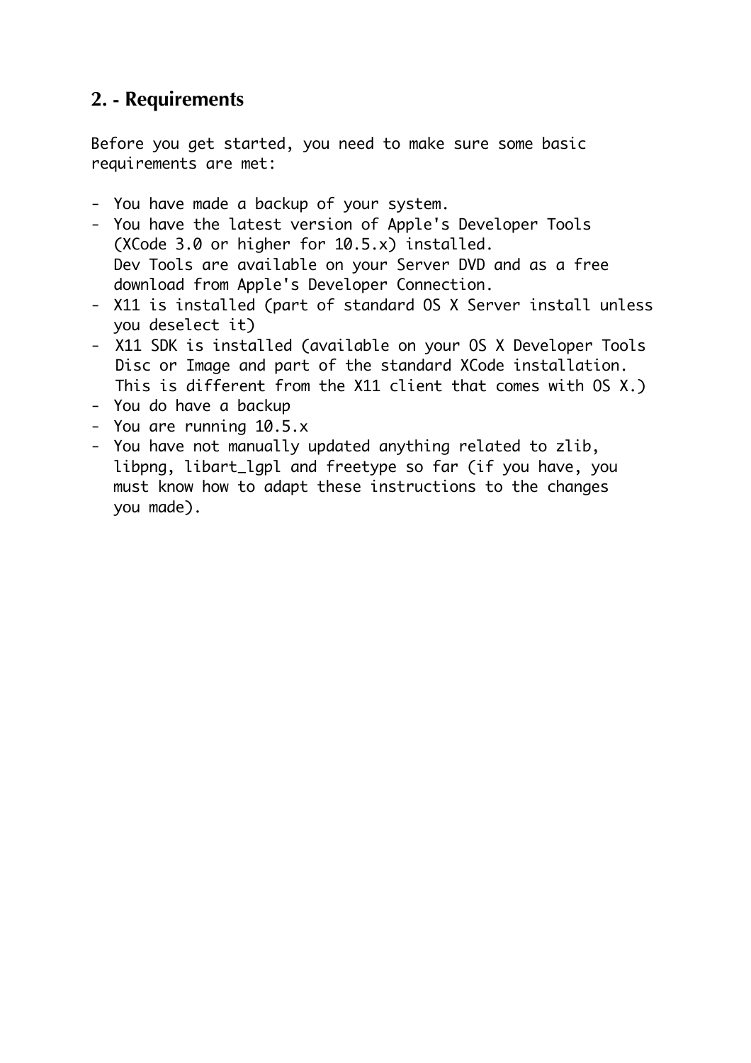## 2. - Requirements

Before you get started, you need to make sure some basic requirements are met:

- You have made a backup of your system.
- You have the latest version of Apple's Developer Tools (XCode 3.0 or higher for 10.5.x) installed. Dev Tools are available on your Server DVD and as a free download from Apple's Developer Connection.
- X11 is installed (part of standard OS X Server install unless you deselect it)
- X11 SDK is installed (available on your OS X Developer Tools Disc or Image and part of the standard XCode installation. This is different from the X11 client that comes with OS X.)
- You do have a backup
- You are running 10.5.x
- You have not manually updated anything related to zlib, libpng, libart_lgpl and freetype so far (if you have, you must know how to adapt these instructions to the changes you made).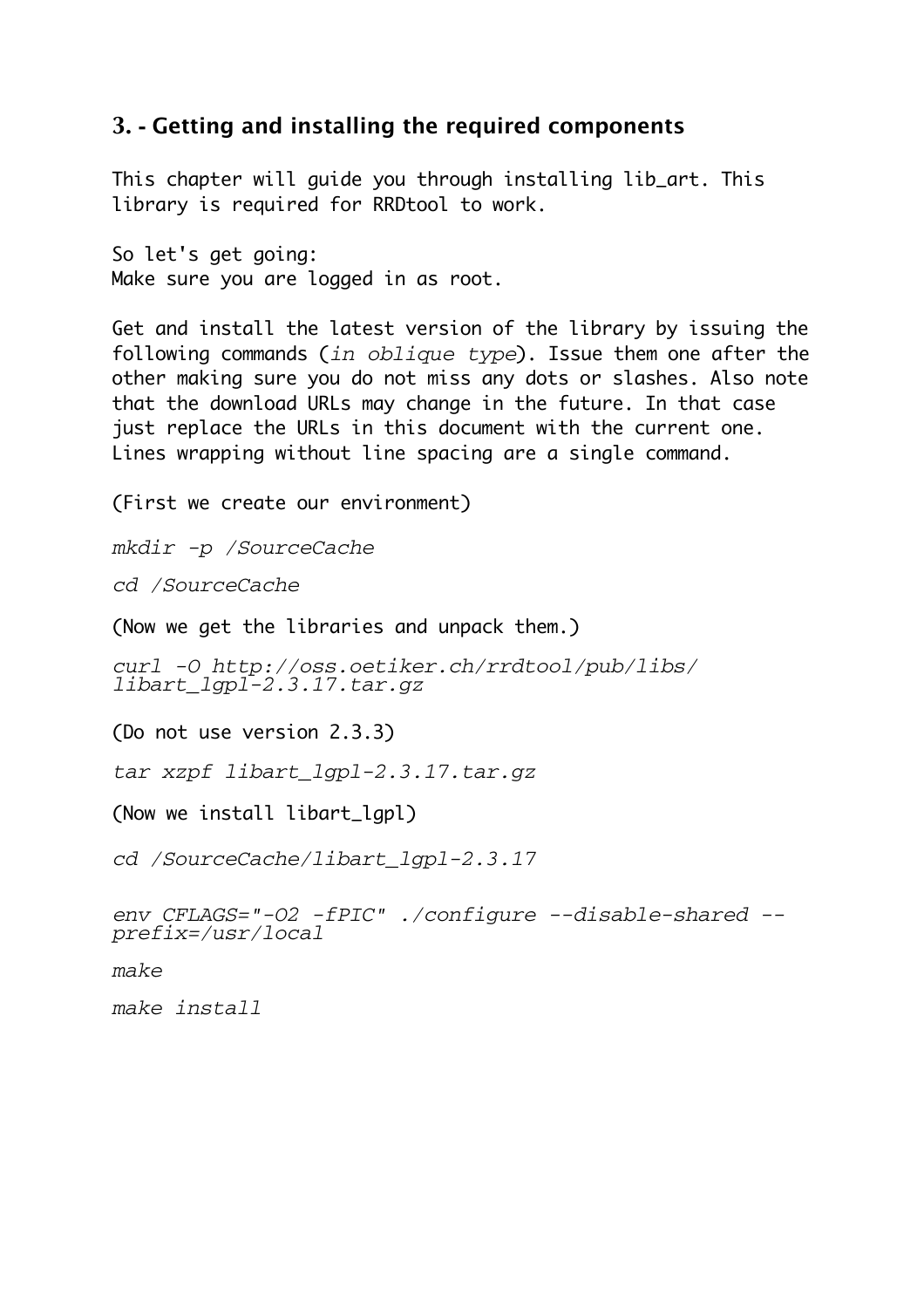## 3. - Getting and installing the required components

This chapter will guide you through installing lib_art. This library is required for RRDtool to work.

So let's get going:
Make sure you are logged in as root.

Get and install the latest version of the library by issuing the following commands (*in oblique type*). Issue them one after the other making sure you do not miss any dots or slashes. Also note that the download URLs may change in the future. In that case just replace the URLs in this document with the current one. Lines wrapping without line spacing are a single command.

(First we create our environment)

*mkdir -p /SourceCache*

*cd /SourceCache*

(Now we get the libraries and unpack them.)

*curl -O http://oss.oetiker.ch/rrdtool/pub/libs/libart_lgpl-2.3.17.tar.gz*

(Do not use version 2.3.3)

*tar xzpf libart_lgpl-2.3.17.tar.gz*

(Now we install libart_lgpl)

*cd /SourceCache/libart_lgpl-2.3.17*

*env CFLAGS="-O2 -fPIC" ./configure --disable-shared --prefix=/usr/local*

*make*

*make install*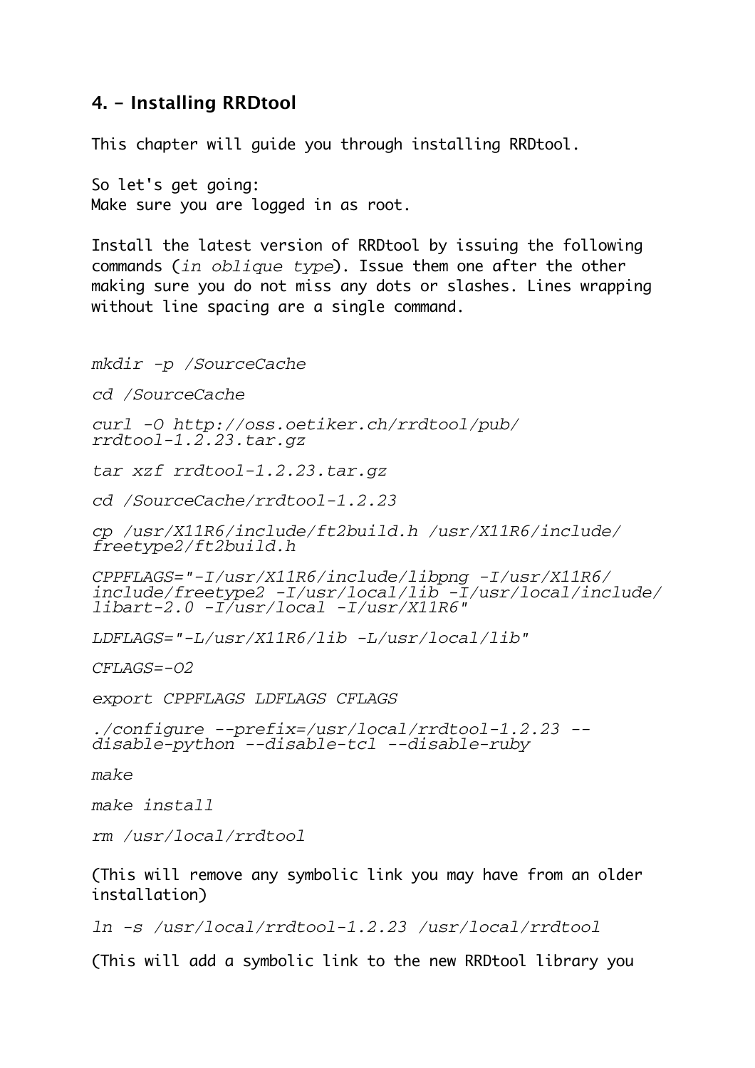## 4. – Installing RRDtool

This chapter will guide you through installing RRDtool.

So let's get going:
Make sure you are logged in as root.

Install the latest version of RRDtool by issuing the following commands (*in oblique type*). Issue them one after the other making sure you do not miss any dots or slashes. Lines wrapping without line spacing are a single command.

*mkdir -p /SourceCache*

*cd /SourceCache*

*curl -O http://oss.oetiker.ch/rrdtool/pub/rrdtool-1.2.23.tar.gz*

*tar xzf rrdtool-1.2.23.tar.gz*

*cd /SourceCache/rrdtool-1.2.23*

*cp /usr/X11R6/include/ft2build.h /usr/X11R6/include/freetype2/ft2build.h*

*CPPFLAGS="-I/usr/X11R6/include/libpng -I/usr/X11R6/include/freetype2 -I/usr/local/lib -I/usr/local/include/libart-2.0 -I/usr/local -I/usr/X11R6"*

*LDFLAGS="-L/usr/X11R6/lib -L/usr/local/lib"*

*CFLAGS=-O2*

*export CPPFLAGS LDFLAGS CFLAGS*

*./configure --prefix=/usr/local/rrdtool-1.2.23 --disable-python --disable-tcl --disable-ruby*

*make*

*make install*

*rm /usr/local/rrdtool*

(This will remove any symbolic link you may have from an older installation)

*ln -s /usr/local/rrdtool-1.2.23 /usr/local/rrdtool*

(This will add a symbolic link to the new RRDtool library you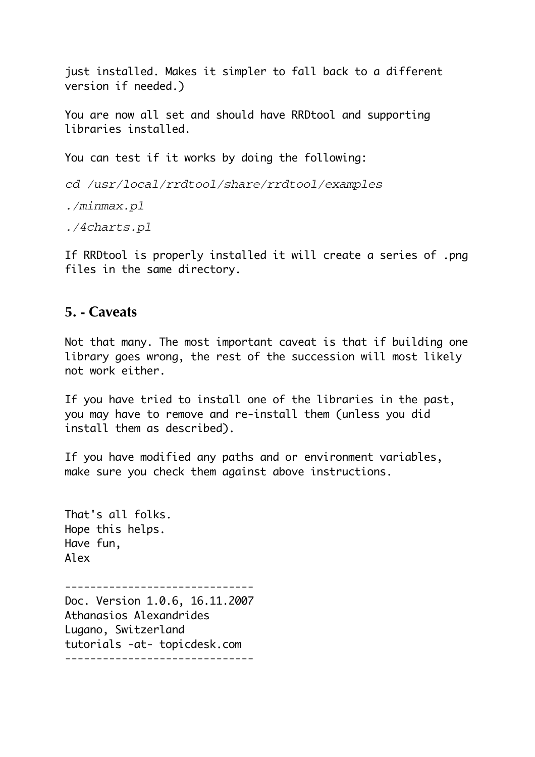just installed. Makes it simpler to fall back to a different version if needed.)

You are now all set and should have RRDtool and supporting libraries installed.

You can test if it works by doing the following:

*cd /usr/local/rrdtool/share/rrdtool/examples*

*./minmax.pl*

*./4charts.pl*

If RRDtool is properly installed it will create a series of .png files in the same directory.

## 5. - Caveats

Not that many. The most important caveat is that if building one library goes wrong, the rest of the succession will most likely not work either.

If you have tried to install one of the libraries in the past, you may have to remove and re-install them (unless you did install them as described).

If you have modified any paths and or environment variables, make sure you check them against above instructions.

That's all folks.
Hope this helps.
Have fun,
Alex

------------------------------
Doc. Version 1.0.6, 16.11.2007
Athanasios Alexandrides
Lugano, Switzerland
tutorials -at- topicdesk.com
------------------------------